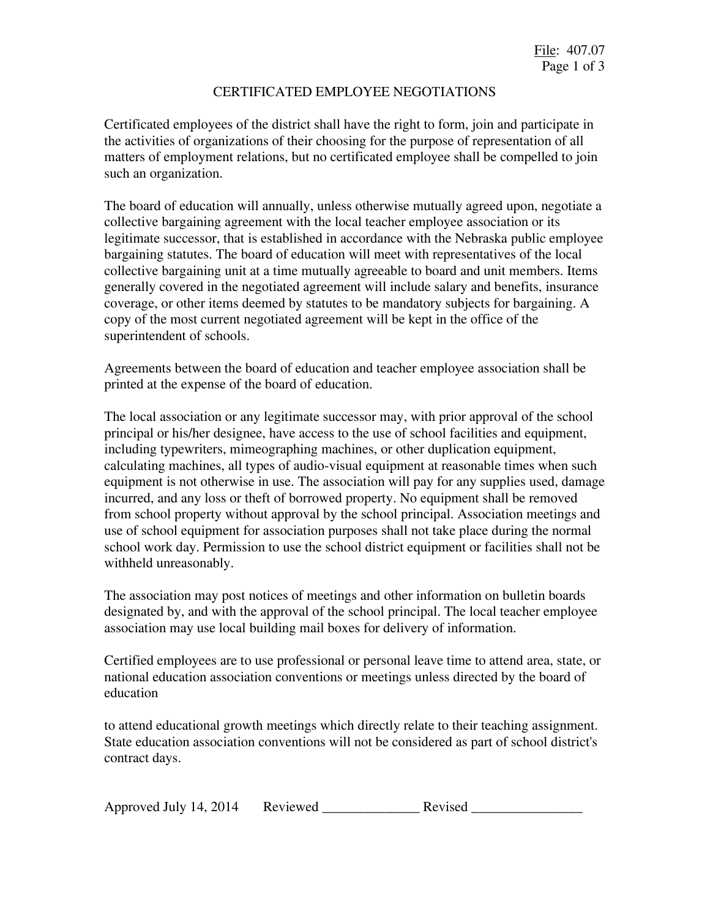# CERTIFICATED EMPLOYEE NEGOTIATIONS

Certificated employees of the district shall have the right to form, join and participate in the activities of organizations of their choosing for the purpose of representation of all matters of employment relations, but no certificated employee shall be compelled to join such an organization.

The board of education will annually, unless otherwise mutually agreed upon, negotiate a collective bargaining agreement with the local teacher employee association or its legitimate successor, that is established in accordance with the Nebraska public employee bargaining statutes. The board of education will meet with representatives of the local collective bargaining unit at a time mutually agreeable to board and unit members. Items generally covered in the negotiated agreement will include salary and benefits, insurance coverage, or other items deemed by statutes to be mandatory subjects for bargaining. A copy of the most current negotiated agreement will be kept in the office of the superintendent of schools.

Agreements between the board of education and teacher employee association shall be printed at the expense of the board of education.

The local association or any legitimate successor may, with prior approval of the school principal or his/her designee, have access to the use of school facilities and equipment, including typewriters, mimeographing machines, or other duplication equipment, calculating machines, all types of audio-visual equipment at reasonable times when such equipment is not otherwise in use. The association will pay for any supplies used, damage incurred, and any loss or theft of borrowed property. No equipment shall be removed from school property without approval by the school principal. Association meetings and use of school equipment for association purposes shall not take place during the normal school work day. Permission to use the school district equipment or facilities shall not be withheld unreasonably.

The association may post notices of meetings and other information on bulletin boards designated by, and with the approval of the school principal. The local teacher employee association may use local building mail boxes for delivery of information.

Certified employees are to use professional or personal leave time to attend area, state, or national education association conventions or meetings unless directed by the board of education

to attend educational growth meetings which directly relate to their teaching assignment. State education association conventions will not be considered as part of school district's contract days.

Approved July 14, 2014 Reviewed ______________ Revised ________________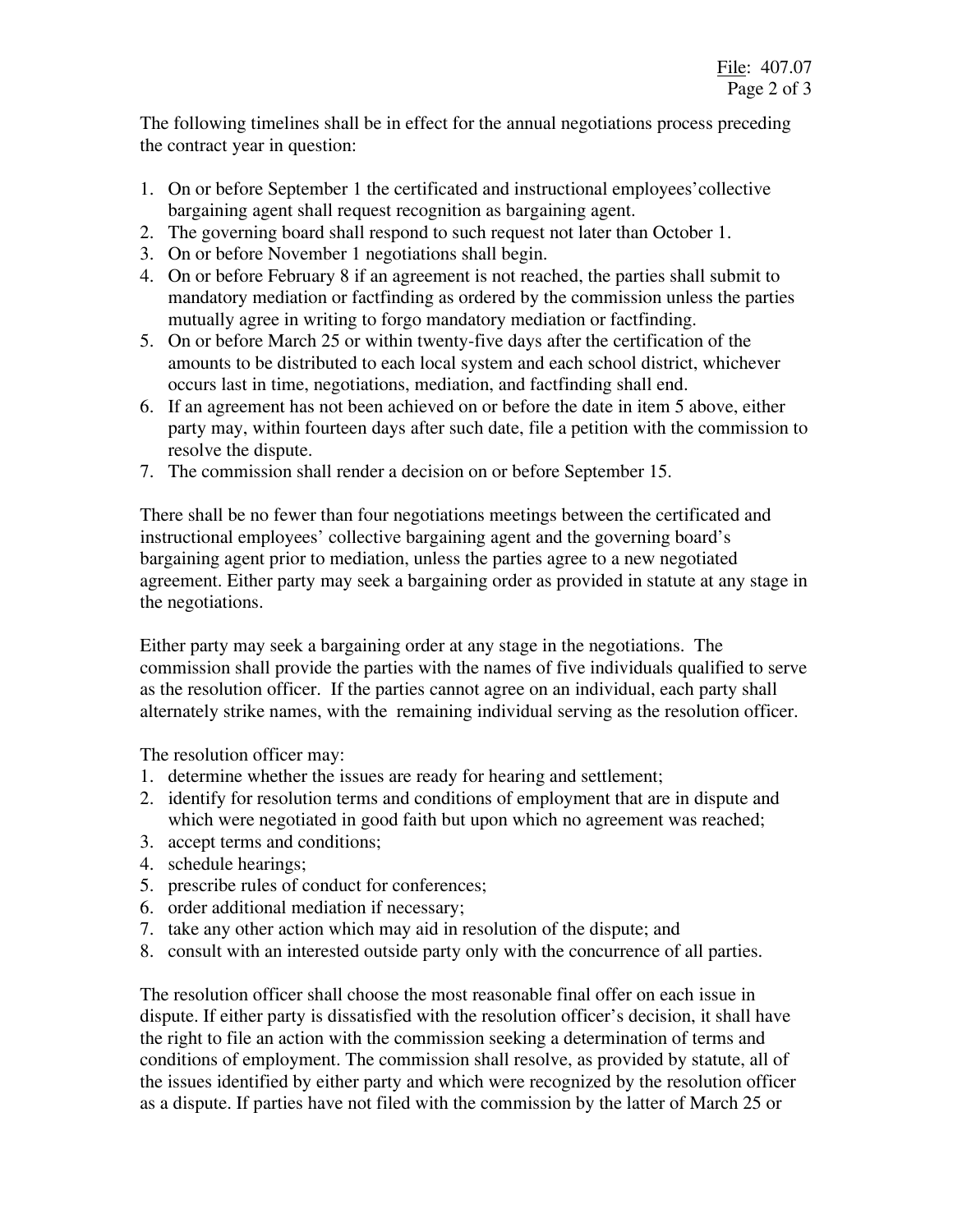The following timelines shall be in effect for the annual negotiations process preceding the contract year in question:

1. On or before September 1 the certificated and instructional employees' collective bargaining agent shall request recognition as bargaining agent.
2. The governing board shall respond to such request not later than October 1.
3. On or before November 1 negotiations shall begin.
4. On or before February 8 if an agreement is not reached, the parties shall submit to mandatory mediation or factfinding as ordered by the commission unless the parties mutually agree in writing to forgo mandatory mediation or factfinding.
5. On or before March 25 or within twenty-five days after the certification of the amounts to be distributed to each local system and each school district, whichever occurs last in time, negotiations, mediation, and factfinding shall end.
6. If an agreement has not been achieved on or before the date in item 5 above, either party may, within fourteen days after such date, file a petition with the commission to resolve the dispute.
7. The commission shall render a decision on or before September 15.

There shall be no fewer than four negotiations meetings between the certificated and instructional employees' collective bargaining agent and the governing board's bargaining agent prior to mediation, unless the parties agree to a new negotiated agreement. Either party may seek a bargaining order as provided in statute at any stage in the negotiations.

Either party may seek a bargaining order at any stage in the negotiations. The commission shall provide the parties with the names of five individuals qualified to serve as the resolution officer. If the parties cannot agree on an individual, each party shall alternately strike names, with the remaining individual serving as the resolution officer.

The resolution officer may:

1. determine whether the issues are ready for hearing and settlement;
2. identify for resolution terms and conditions of employment that are in dispute and which were negotiated in good faith but upon which no agreement was reached;
3. accept terms and conditions;
4. schedule hearings;
5. prescribe rules of conduct for conferences;
6. order additional mediation if necessary;
7. take any other action which may aid in resolution of the dispute; and
8. consult with an interested outside party only with the concurrence of all parties.

The resolution officer shall choose the most reasonable final offer on each issue in dispute. If either party is dissatisfied with the resolution officer's decision, it shall have the right to file an action with the commission seeking a determination of terms and conditions of employment. The commission shall resolve, as provided by statute, all of the issues identified by either party and which were recognized by the resolution officer as a dispute. If parties have not filed with the commission by the latter of March 25 or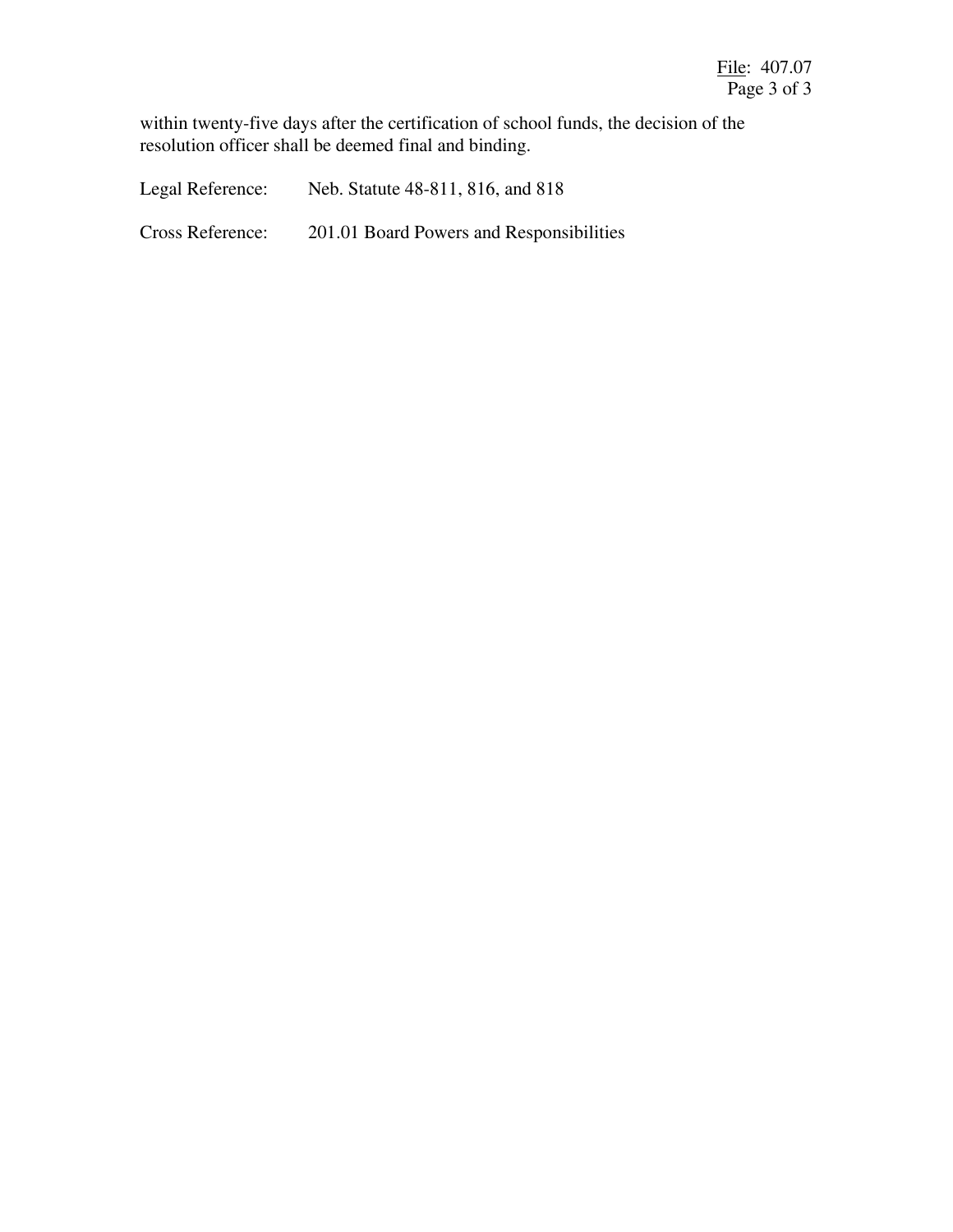within twenty-five days after the certification of school funds, the decision of the resolution officer shall be deemed final and binding.

Legal Reference: Neb. Statute 48-811, 816, and 818

Cross Reference: 201.01 Board Powers and Responsibilities